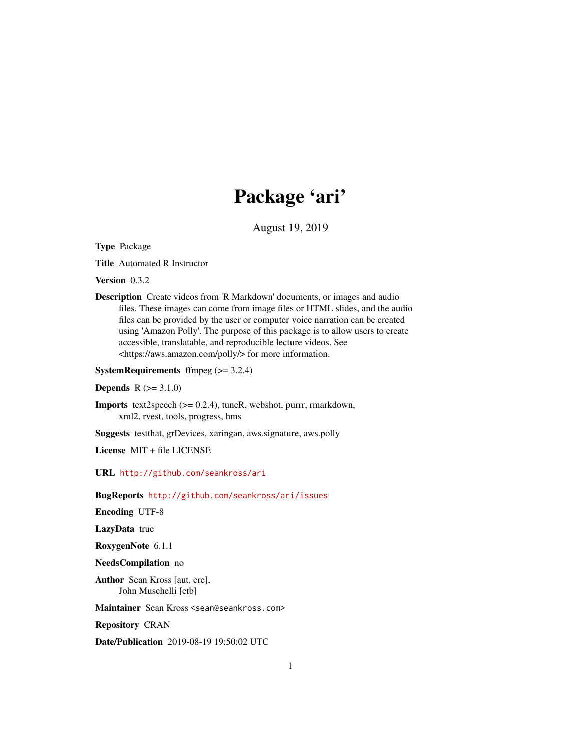# Package 'ari'

August 19, 2019

**Type** Package

**Title** Automated R Instructor

**Version** 0.3.2

**Description** Create videos from 'R Markdown' documents, or images and audio files. These images can come from image files or HTML slides, and the audio files can be provided by the user or computer voice narration can be created using 'Amazon Polly'. The purpose of this package is to allow users to create accessible, translatable, and reproducible lecture videos. See <https://aws.amazon.com/polly/> for more information.

**SystemRequirements** ffmpeg (>= 3.2.4)

**Depends** R (>= 3.1.0)

**Imports** text2speech (>= 0.2.4), tuneR, webshot, purrr, rmarkdown, xml2, rvest, tools, progress, hms

**Suggests** testthat, grDevices, xaringan, aws.signature, aws.polly

**License** MIT + file LICENSE

**URL** http://github.com/seankross/ari

**BugReports** http://github.com/seankross/ari/issues

**Encoding** UTF-8

**LazyData** true

**RoxygenNote** 6.1.1

**NeedsCompilation** no

**Author** Sean Kross [aut, cre],
John Muschelli [ctb]

**Maintainer** Sean Kross <sean@seankross.com>

**Repository** CRAN

**Date/Publication** 2019-08-19 19:50:02 UTC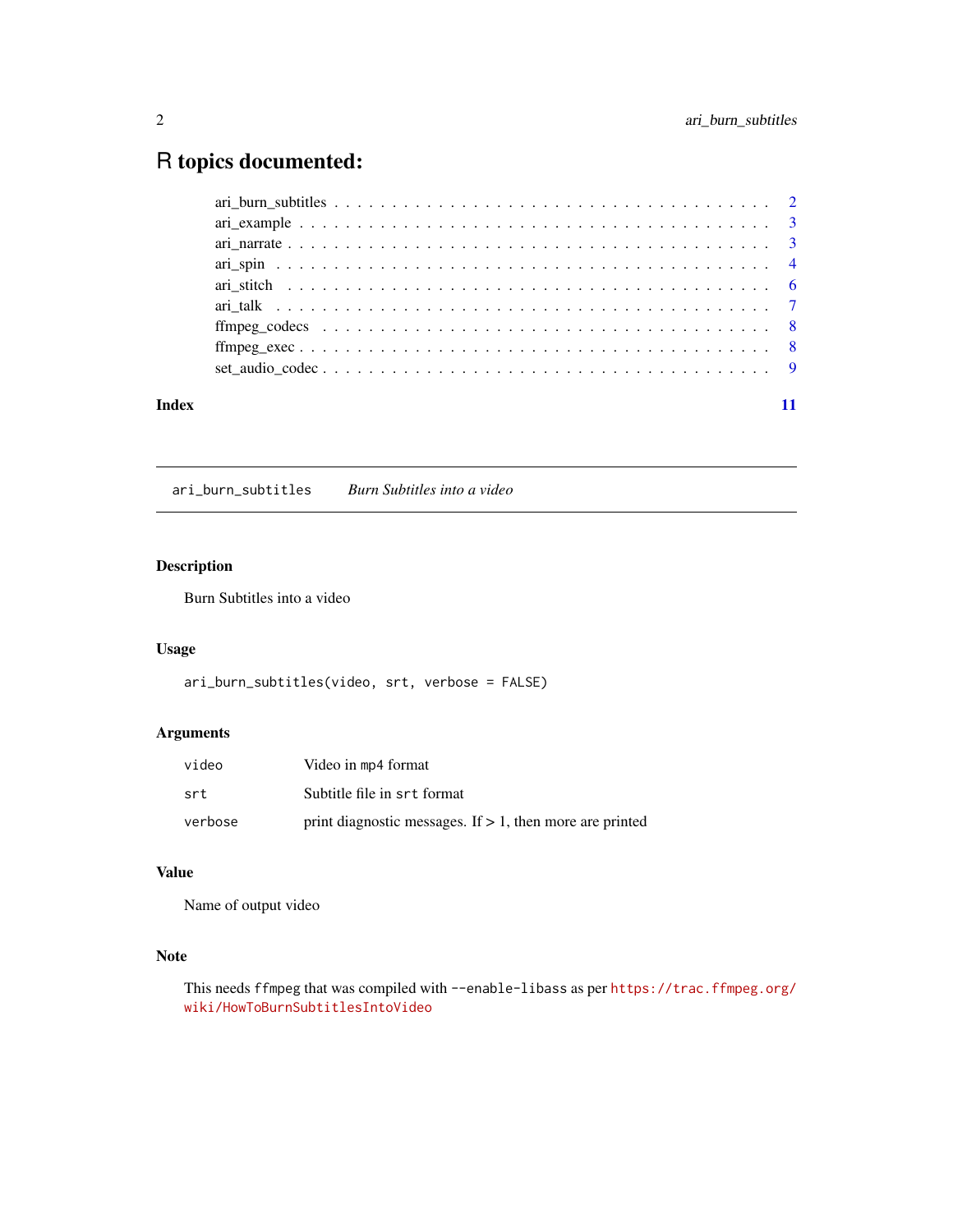# R topics documented:

- ari_burn_subtitles . . . . . . . . . . . . . . . . . . . . . . . . . . . . . . . . . . . 2
- ari_example . . . . . . . . . . . . . . . . . . . . . . . . . . . . . . . . . . . . . . 3
- ari_narrate . . . . . . . . . . . . . . . . . . . . . . . . . . . . . . . . . . . . . . 3
- ari_spin . . . . . . . . . . . . . . . . . . . . . . . . . . . . . . . . . . . . . . . . 4
- ari_stitch . . . . . . . . . . . . . . . . . . . . . . . . . . . . . . . . . . . . . . . 6
- ari_talk . . . . . . . . . . . . . . . . . . . . . . . . . . . . . . . . . . . . . . . . 7
- ffmpeg_codecs . . . . . . . . . . . . . . . . . . . . . . . . . . . . . . . . . . . . 8
- ffmpeg_exec . . . . . . . . . . . . . . . . . . . . . . . . . . . . . . . . . . . . . 8
- set_audio_codec . . . . . . . . . . . . . . . . . . . . . . . . . . . . . . . . . . . 9

**Index** 11

---

## `ari_burn_subtitles` *Burn Subtitles into a video*

### Description

Burn Subtitles into a video

### Usage

```
ari_burn_subtitles(video, srt, verbose = FALSE)
```

### Arguments

| | |
|---|---|
| `video` | Video in `mp4` format |
| `srt` | Subtitle file in `srt` format |
| `verbose` | print diagnostic messages. If > 1, then more are printed |

### Value

Name of output video

### Note

This needs `ffmpeg` that was compiled with `--enable-libass` as per https://trac.ffmpeg.org/wiki/HowToBurnSubtitlesIntoVideo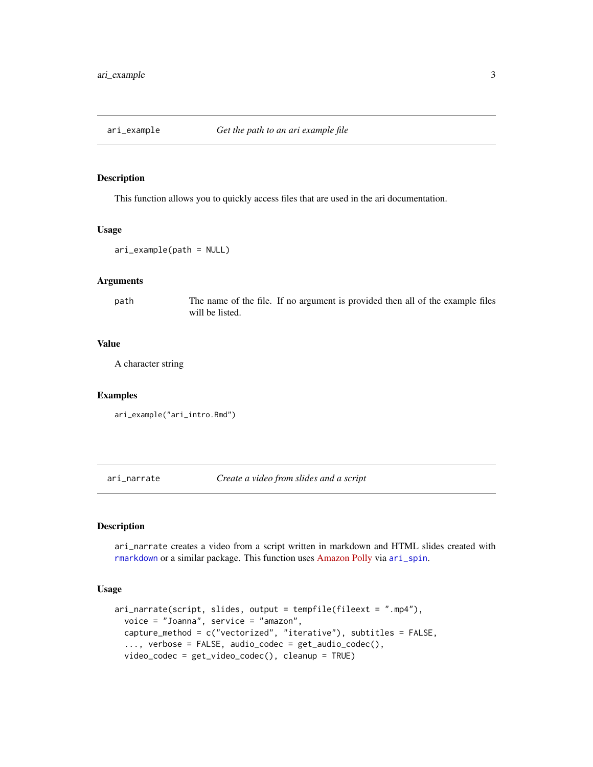## ari_example — *Get the path to an ari example file*

### Description

This function allows you to quickly access files that are used in the ari documentation.

### Usage

```
ari_example(path = NULL)
```

### Arguments

| | |
|---|---|
| path | The name of the file. If no argument is provided then all of the example files will be listed. |

### Value

A character string

### Examples

```
ari_example("ari_intro.Rmd")
```

## ari_narrate — *Create a video from slides and a script*

### Description

ari_narrate creates a video from a script written in markdown and HTML slides created with rmarkdown or a similar package. This function uses Amazon Polly via ari_spin.

### Usage

```
ari_narrate(script, slides, output = tempfile(fileext = ".mp4"),
  voice = "Joanna", service = "amazon",
  capture_method = c("vectorized", "iterative"), subtitles = FALSE,
  ..., verbose = FALSE, audio_codec = get_audio_codec(),
  video_codec = get_video_codec(), cleanup = TRUE)
```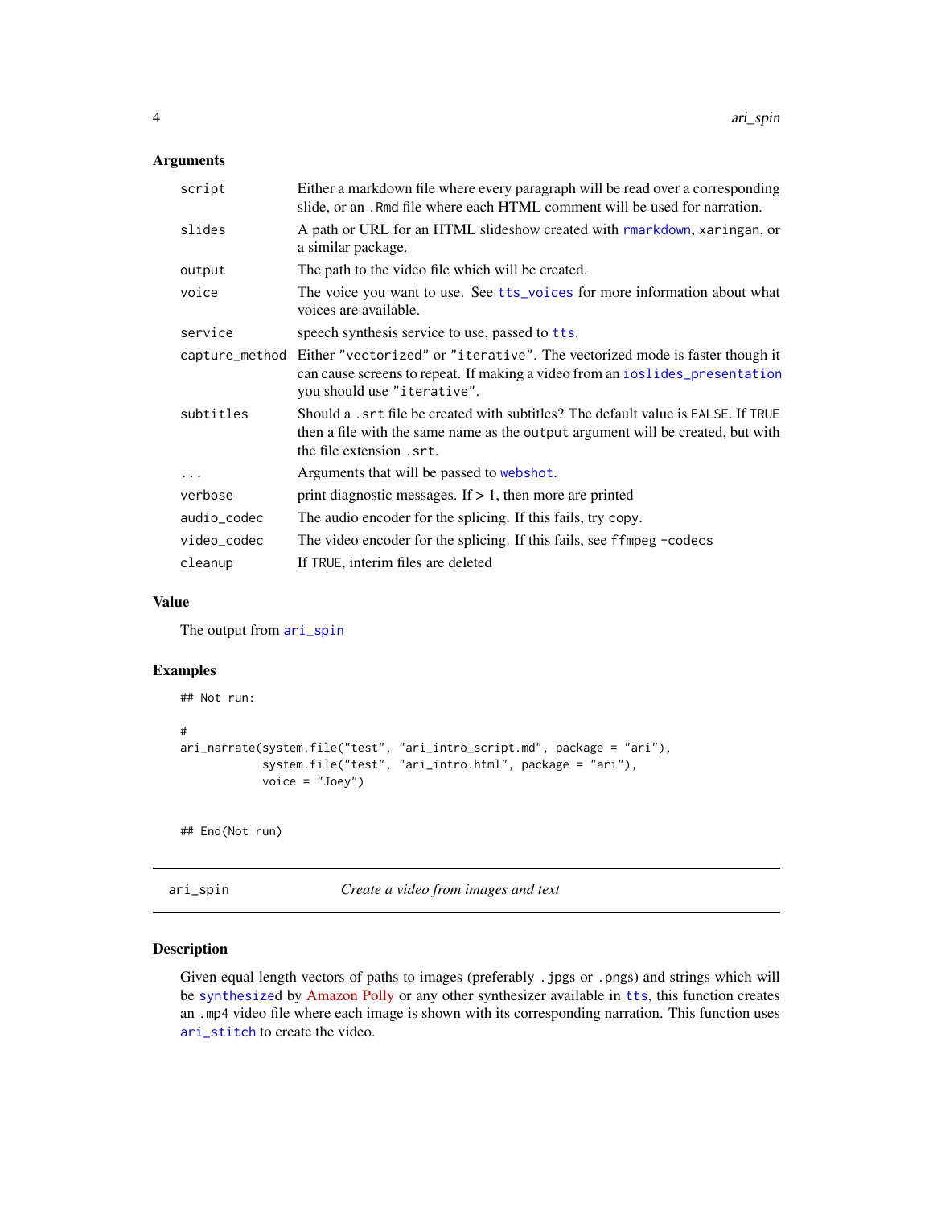### Arguments

| | |
|---|---|
| `script` | Either a markdown file where every paragraph will be read over a corresponding slide, or an `.Rmd` file where each HTML comment will be used for narration. |
| `slides` | A path or URL for an HTML slideshow created with `rmarkdown`, `xaringan`, or a similar package. |
| `output` | The path to the video file which will be created. |
| `voice` | The voice you want to use. See `tts_voices` for more information about what voices are available. |
| `service` | speech synthesis service to use, passed to `tts`. |
| `capture_method` | Either `"vectorized"` or `"iterative"`. The vectorized mode is faster though it can cause screens to repeat. If making a video from an `ioslides_presentation` you should use `"iterative"`. |
| `subtitles` | Should a `.srt` file be created with subtitles? The default value is `FALSE`. If `TRUE` then a file with the same name as the `output` argument will be created, but with the file extension `.srt`. |
| `...` | Arguments that will be passed to `webshot`. |
| `verbose` | print diagnostic messages. If > 1, then more are printed |
| `audio_codec` | The audio encoder for the splicing. If this fails, try `copy`. |
| `video_codec` | The video encoder for the splicing. If this fails, see `ffmpeg -codecs` |
| `cleanup` | If `TRUE`, interim files are deleted |

### Value

The output from `ari_spin`

### Examples

```
## Not run:

#
ari_narrate(system.file("test", "ari_intro_script.md", package = "ari"),
            system.file("test", "ari_intro.html", package = "ari"),
            voice = "Joey")


## End(Not run)
```

## ari_spin — *Create a video from images and text*

### Description

Given equal length vectors of paths to images (preferably `.jpg`s or `.png`s) and strings which will be `synthesize`d by Amazon Polly or any other synthesizer available in `tts`, this function creates an `.mp4` video file where each image is shown with its corresponding narration. This function uses `ari_stitch` to create the video.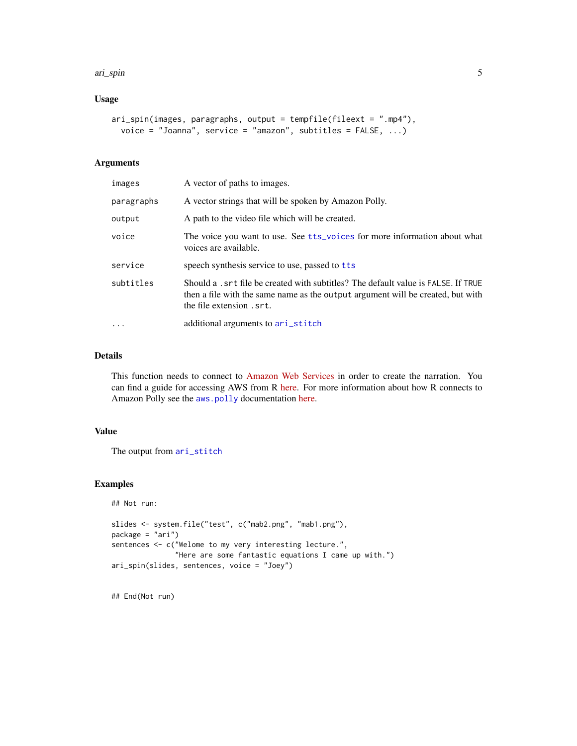### Usage

```
ari_spin(images, paragraphs, output = tempfile(fileext = ".mp4"),
  voice = "Joanna", service = "amazon", subtitles = FALSE, ...)
```

### Arguments

| | |
|---|---|
| `images` | A vector of paths to images. |
| `paragraphs` | A vector strings that will be spoken by Amazon Polly. |
| `output` | A path to the video file which will be created. |
| `voice` | The voice you want to use. See `tts_voices` for more information about what voices are available. |
| `service` | speech synthesis service to use, passed to `tts` |
| `subtitles` | Should a `.srt` file be created with subtitles? The default value is `FALSE`. If `TRUE` then a file with the same name as the `output` argument will be created, but with the file extension `.srt`. |
| `...` | additional arguments to `ari_stitch` |

### Details

This function needs to connect to Amazon Web Services in order to create the narration. You can find a guide for accessing AWS from R here. For more information about how R connects to Amazon Polly see the `aws.polly` documentation here.

### Value

The output from `ari_stitch`

### Examples

```
## Not run:

slides <- system.file("test", c("mab2.png", "mab1.png"),
package = "ari")
sentences <- c("Welome to my very interesting lecture.",
               "Here are some fantastic equations I came up with.")
ari_spin(slides, sentences, voice = "Joey")


## End(Not run)
```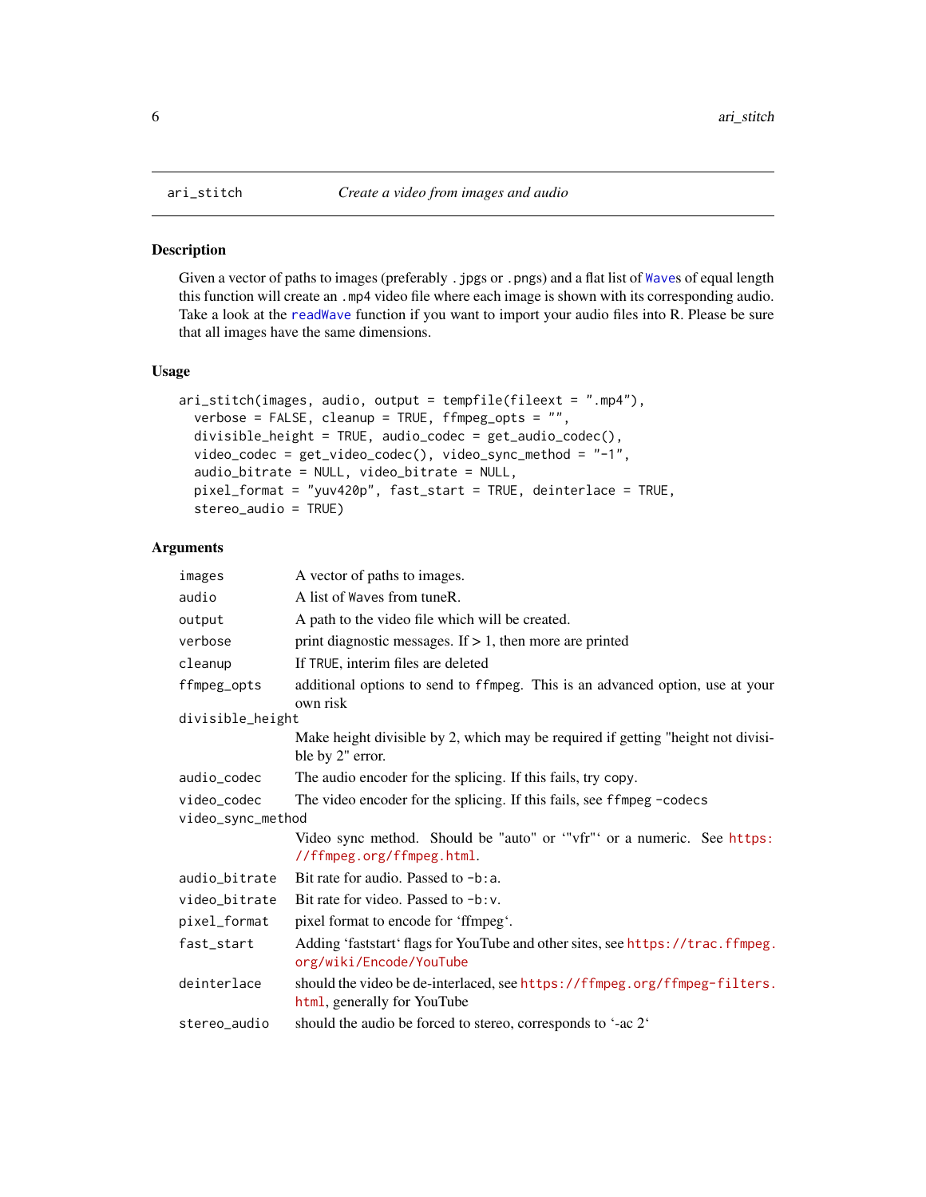## ari_stitch — *Create a video from images and audio*

### Description

Given a vector of paths to images (preferably `.jpgs` or `.pngs`) and a flat list of `Wave`s of equal length this function will create an `.mp4` video file where each image is shown with its corresponding audio. Take a look at the `readWave` function if you want to import your audio files into R. Please be sure that all images have the same dimensions.

### Usage

```
ari_stitch(images, audio, output = tempfile(fileext = ".mp4"),
  verbose = FALSE, cleanup = TRUE, ffmpeg_opts = "",
  divisible_height = TRUE, audio_codec = get_audio_codec(),
  video_codec = get_video_codec(), video_sync_method = "-1",
  audio_bitrate = NULL, video_bitrate = NULL,
  pixel_format = "yuv420p", fast_start = TRUE, deinterlace = TRUE,
  stereo_audio = TRUE)
```

### Arguments

| Argument | Description |
|---|---|
| `images` | A vector of paths to images. |
| `audio` | A list of `Wave`s from tuneR. |
| `output` | A path to the video file which will be created. |
| `verbose` | print diagnostic messages. If > 1, then more are printed |
| `cleanup` | If `TRUE`, interim files are deleted |
| `ffmpeg_opts` | additional options to send to `ffmpeg`. This is an advanced option, use at your own risk |
| `divisible_height` | Make height divisible by 2, which may be required if getting "height not divisible by 2" error. |
| `audio_codec` | The audio encoder for the splicing. If this fails, try `copy`. |
| `video_codec` | The video encoder for the splicing. If this fails, see `ffmpeg -codecs` |
| `video_sync_method` | Video sync method. Should be "auto" or '"vfr"' or a numeric. See https://ffmpeg.org/ffmpeg.html. |
| `audio_bitrate` | Bit rate for audio. Passed to `-b:a`. |
| `video_bitrate` | Bit rate for video. Passed to `-b:v`. |
| `pixel_format` | pixel format to encode for 'ffmpeg'. |
| `fast_start` | Adding 'faststart' flags for YouTube and other sites, see https://trac.ffmpeg.org/wiki/Encode/YouTube |
| `deinterlace` | should the video be de-interlaced, see https://ffmpeg.org/ffmpeg-filters.html, generally for YouTube |
| `stereo_audio` | should the audio be forced to stereo, corresponds to '-ac 2' |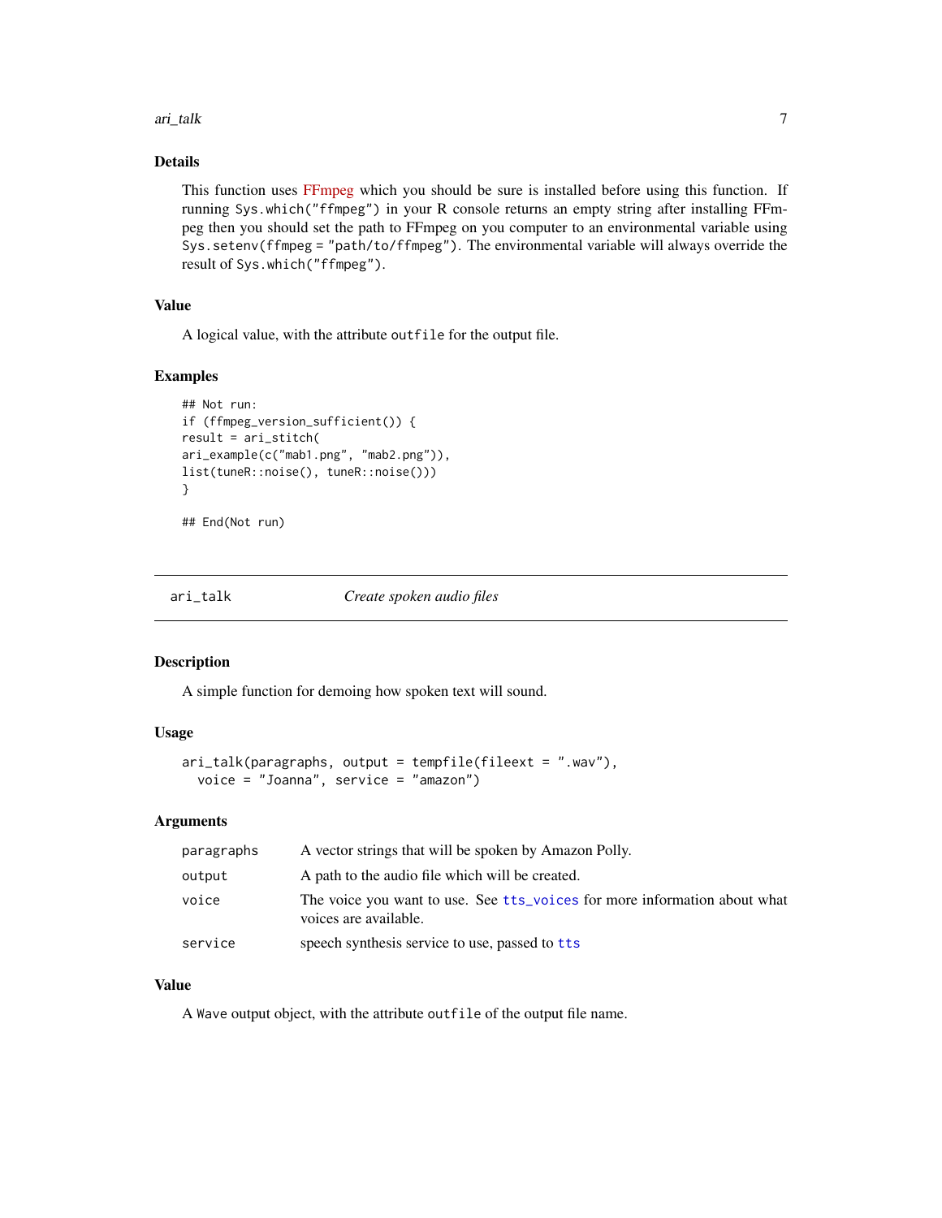## Details

This function uses FFmpeg which you should be sure is installed before using this function. If running `Sys.which("ffmpeg")` in your R console returns an empty string after installing FFmpeg then you should set the path to FFmpeg on you computer to an environmental variable using `Sys.setenv(ffmpeg = "path/to/ffmpeg")`. The environmental variable will always override the result of `Sys.which("ffmpeg")`.

## Value

A logical value, with the attribute `outfile` for the output file.

## Examples

```
## Not run:
if (ffmpeg_version_sufficient()) {
result = ari_stitch(
ari_example(c("mab1.png", "mab2.png")),
list(tuneR::noise(), tuneR::noise()))
}

## End(Not run)
```

---

# ari_talk — *Create spoken audio files*

## Description

A simple function for demoing how spoken text will sound.

## Usage

```
ari_talk(paragraphs, output = tempfile(fileext = ".wav"),
  voice = "Joanna", service = "amazon")
```

## Arguments

| | |
|---|---|
| paragraphs | A vector strings that will be spoken by Amazon Polly. |
| output | A path to the audio file which will be created. |
| voice | The voice you want to use. See `tts_voices` for more information about what voices are available. |
| service | speech synthesis service to use, passed to `tts` |

## Value

A `Wave` output object, with the attribute `outfile` of the output file name.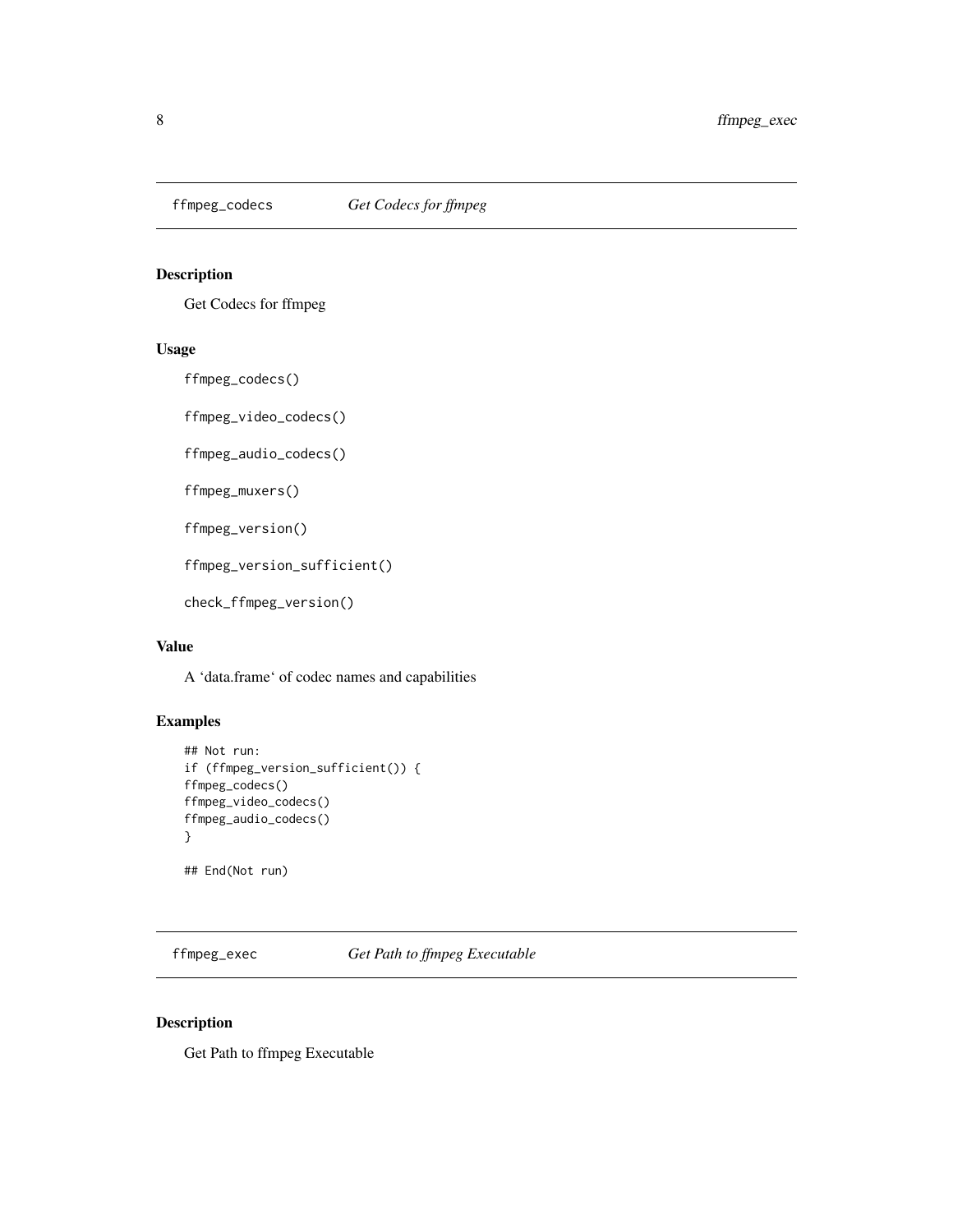## ffmpeg_codecs *Get Codecs for ffmpeg*

### Description

Get Codecs for ffmpeg

### Usage

```
ffmpeg_codecs()

ffmpeg_video_codecs()

ffmpeg_audio_codecs()

ffmpeg_muxers()

ffmpeg_version()

ffmpeg_version_sufficient()

check_ffmpeg_version()
```

### Value

A 'data.frame' of codec names and capabilities

### Examples

```
## Not run:
if (ffmpeg_version_sufficient()) {
ffmpeg_codecs()
ffmpeg_video_codecs()
ffmpeg_audio_codecs()
}

## End(Not run)
```

## ffmpeg_exec *Get Path to ffmpeg Executable*

### Description

Get Path to ffmpeg Executable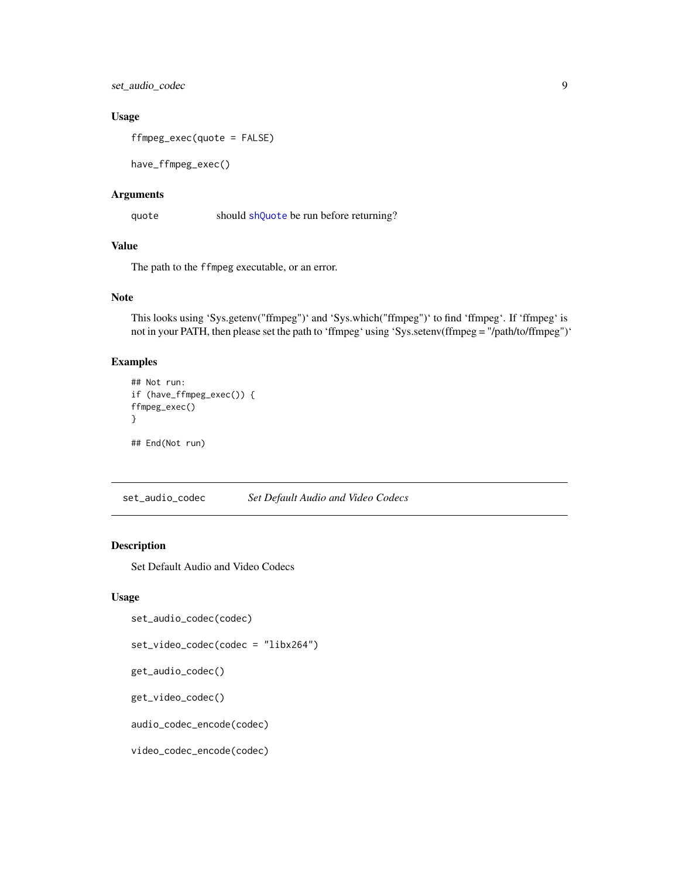### Usage

```
ffmpeg_exec(quote = FALSE)

have_ffmpeg_exec()
```

### Arguments

| | |
|---|---|
| quote | should shQuote be run before returning? |

### Value

The path to the ffmpeg executable, or an error.

### Note

This looks using 'Sys.getenv("ffmpeg")' and 'Sys.which("ffmpeg")' to find 'ffmpeg'. If 'ffmpeg' is not in your PATH, then please set the path to 'ffmpeg' using 'Sys.setenv(ffmpeg = "/path/to/ffmpeg")'

### Examples

```
## Not run:
if (have_ffmpeg_exec()) {
ffmpeg_exec()
}

## End(Not run)
```

---

## set_audio_codec    *Set Default Audio and Video Codecs*

### Description

Set Default Audio and Video Codecs

### Usage

```
set_audio_codec(codec)

set_video_codec(codec = "libx264")

get_audio_codec()

get_video_codec()

audio_codec_encode(codec)

video_codec_encode(codec)
```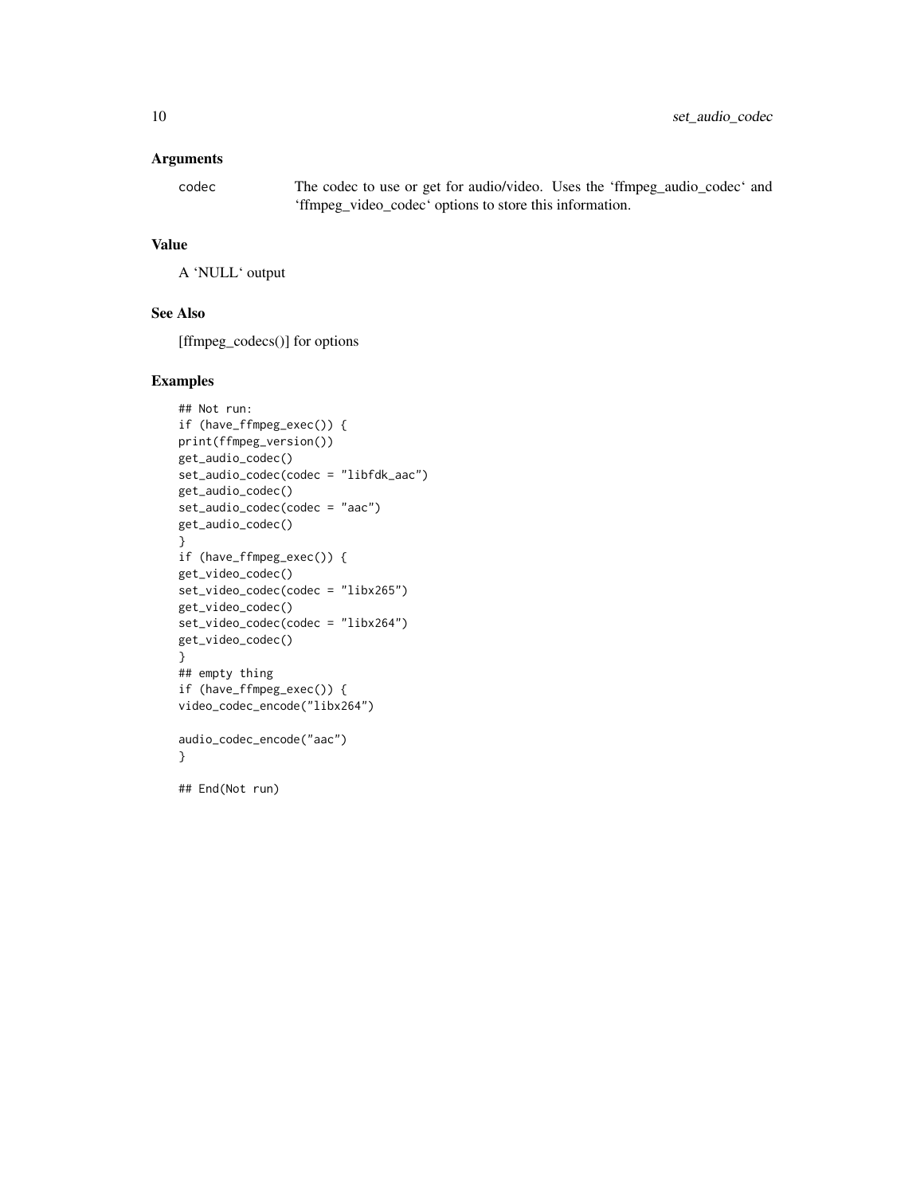### Arguments

codec The codec to use or get for audio/video. Uses the 'ffmpeg_audio_codec' and 'ffmpeg_video_codec' options to store this information.

### Value

A 'NULL' output

### See Also

[ffmpeg_codecs()] for options

### Examples

```
## Not run:
if (have_ffmpeg_exec()) {
print(ffmpeg_version())
get_audio_codec()
set_audio_codec(codec = "libfdk_aac")
get_audio_codec()
set_audio_codec(codec = "aac")
get_audio_codec()
}
if (have_ffmpeg_exec()) {
get_video_codec()
set_video_codec(codec = "libx265")
get_video_codec()
set_video_codec(codec = "libx264")
get_video_codec()
}
## empty thing
if (have_ffmpeg_exec()) {
video_codec_encode("libx264")

audio_codec_encode("aac")
}

## End(Not run)
```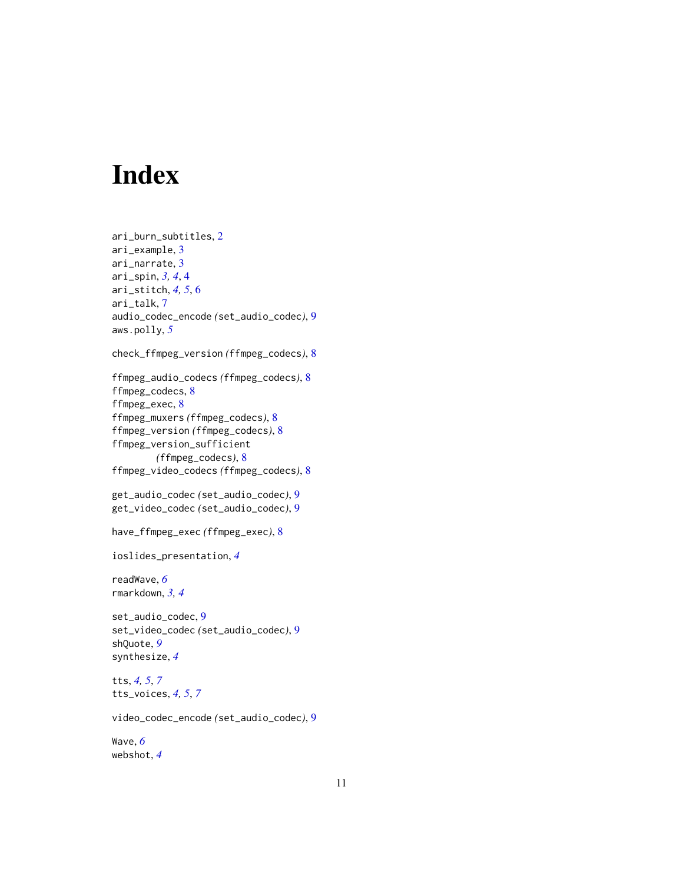# Index

ari_burn_subtitles, 2
ari_example, 3
ari_narrate, 3
ari_spin, *3, 4*, 4
ari_stitch, *4, 5*, 6
ari_talk, 7
audio_codec_encode *(set_audio_codec)*, 9
aws.polly, *5*

check_ffmpeg_version *(ffmpeg_codecs)*, 8

ffmpeg_audio_codecs *(ffmpeg_codecs)*, 8
ffmpeg_codecs, 8
ffmpeg_exec, 8
ffmpeg_muxers *(ffmpeg_codecs)*, 8
ffmpeg_version *(ffmpeg_codecs)*, 8
ffmpeg_version_sufficient *(ffmpeg_codecs)*, 8
ffmpeg_video_codecs *(ffmpeg_codecs)*, 8

get_audio_codec *(set_audio_codec)*, 9
get_video_codec *(set_audio_codec)*, 9

have_ffmpeg_exec *(ffmpeg_exec)*, 8

ioslides_presentation, *4*

readWave, *6*
rmarkdown, *3, 4*

set_audio_codec, 9
set_video_codec *(set_audio_codec)*, 9
shQuote, *9*
synthesize, *4*

tts, *4, 5*, *7*
tts_voices, *4, 5*, *7*

video_codec_encode *(set_audio_codec)*, 9

Wave, *6*
webshot, *4*